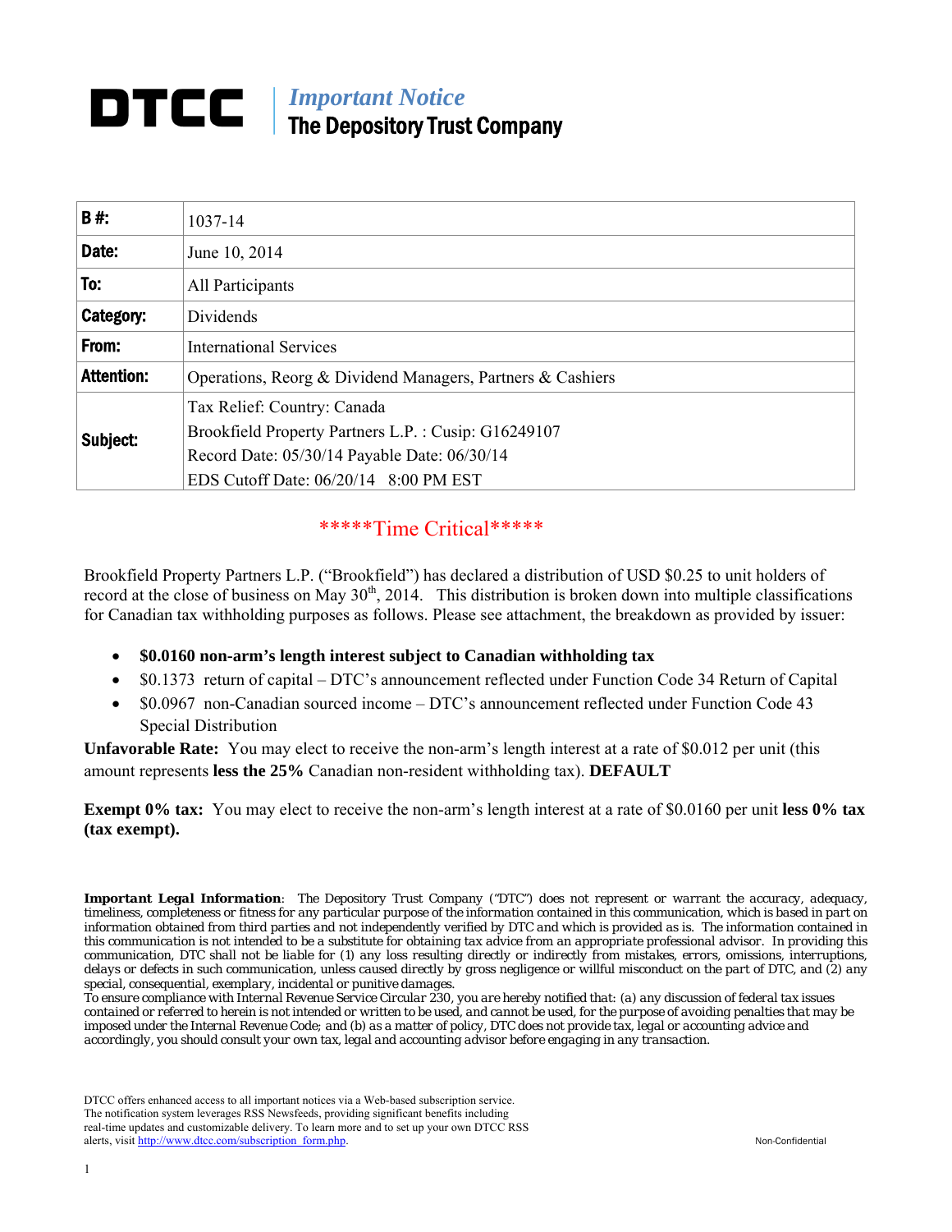# DTCC | *Important Notice*
## The Depository Trust Company

| | |
|---|---|
| **B #:** | 1037-14 |
| **Date:** | June 10, 2014 |
| **To:** | All Participants |
| **Category:** | Dividends |
| **From:** | International Services |
| **Attention:** | Operations, Reorg & Dividend Managers, Partners & Cashiers |
| **Subject:** | Tax Relief: Country: Canada<br>Brookfield Property Partners L.P. : Cusip: G16249107<br>Record Date: 05/30/14 Payable Date: 06/30/14<br>EDS Cutoff Date: 06/20/14 8:00 PM EST |

\*\*\*\*\*Time Critical\*\*\*\*\*

Brookfield Property Partners L.P. ("Brookfield") has declared a distribution of USD $0.25 to unit holders of record at the close of business on May 30th, 2014. This distribution is broken down into multiple classifications for Canadian tax withholding purposes as follows. Please see attachment, the breakdown as provided by issuer:

- **$0.0160 non-arm's length interest subject to Canadian withholding tax**
- $0.1373 return of capital – DTC's announcement reflected under Function Code 34 Return of Capital
- $0.0967 non-Canadian sourced income – DTC's announcement reflected under Function Code 43 Special Distribution

**Unfavorable Rate:** You may elect to receive the non-arm's length interest at a rate of $0.012 per unit (this amount represents **less the 25%** Canadian non-resident withholding tax). **DEFAULT**

**Exempt 0% tax:** You may elect to receive the non-arm's length interest at a rate of $0.0160 per unit **less 0% tax (tax exempt).**

***Important Legal Information***: The Depository Trust Company ("DTC") does not represent or warrant the accuracy, adequacy, timeliness, completeness or fitness for any particular purpose of the information contained in this communication, which is based in part on information obtained from third parties and not independently verified by DTC and which is provided as is. The information contained in this communication is not intended to be a substitute for obtaining tax advice from an appropriate professional advisor. In providing this communication, DTC shall not be liable for (1) any loss resulting directly or indirectly from mistakes, errors, omissions, interruptions, delays or defects in such communication, unless caused directly by gross negligence or willful misconduct on the part of DTC, and (2) any special, consequential, exemplary, incidental or punitive damages.
To ensure compliance with Internal Revenue Service Circular 230, you are hereby notified that: (a) any discussion of federal tax issues contained or referred to herein is not intended or written to be used, and cannot be used, for the purpose of avoiding penalties that may be imposed under the Internal Revenue Code; and (b) as a matter of policy, DTC does not provide tax, legal or accounting advice and accordingly, you should consult your own tax, legal and accounting advisor before engaging in any transaction.

DTCC offers enhanced access to all important notices via a Web-based subscription service. The notification system leverages RSS Newsfeeds, providing significant benefits including real-time updates and customizable delivery. To learn more and to set up your own DTCC RSS alerts, visit http://www.dtcc.com/subscription_form.php.

Non-Confidential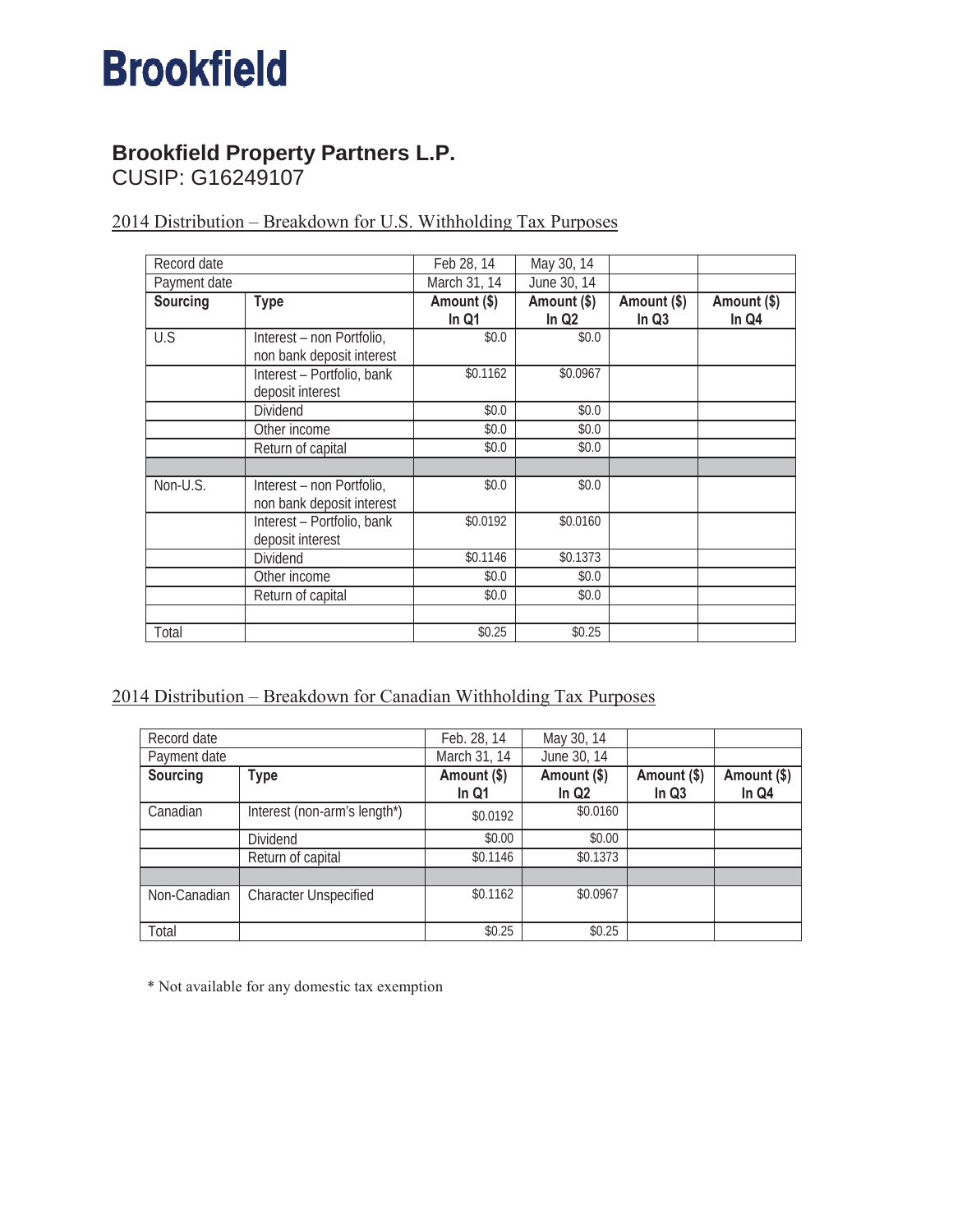**Brookfield**

## Brookfield Property Partners L.P.

CUSIP: G16249107

### 2014 Distribution – Breakdown for U.S. Withholding Tax Purposes

| Record date | | Feb 28, 14 | May 30, 14 | | |
|---|---|---|---|---|---|
| Payment date | | March 31, 14 | June 30, 14 | | |
| **Sourcing** | **Type** | **Amount ($) In Q1** | **Amount ($) In Q2** | **Amount ($) In Q3** | **Amount ($) In Q4** |
| U.S | Interest – non Portfolio, non bank deposit interest | $0.0 | $0.0 | | |
| | Interest – Portfolio, bank deposit interest | $0.1162 | $0.0967 | | |
| | Dividend | $0.0 | $0.0 | | |
| | Other income | $0.0 | $0.0 | | |
| | Return of capital | $0.0 | $0.0 | | |
| | | | | | |
| Non-U.S. | Interest – non Portfolio, non bank deposit interest | $0.0 | $0.0 | | |
| | Interest – Portfolio, bank deposit interest | $0.0192 | $0.0160 | | |
| | Dividend | $0.1146 | $0.1373 | | |
| | Other income | $0.0 | $0.0 | | |
| | Return of capital | $0.0 | $0.0 | | |
| | | | | | |
| Total | | $0.25 | $0.25 | | |

### 2014 Distribution – Breakdown for Canadian Withholding Tax Purposes

| Record date | | Feb. 28, 14 | May 30, 14 | | |
|---|---|---|---|---|---|
| Payment date | | March 31, 14 | June 30, 14 | | |
| **Sourcing** | **Type** | **Amount ($) In Q1** | **Amount ($) In Q2** | **Amount ($) In Q3** | **Amount ($) In Q4** |
| Canadian | Interest (non-arm's length*) | $0.0192 | $0.0160 | | |
| | Dividend | $0.00 | $0.00 | | |
| | Return of capital | $0.1146 | $0.1373 | | |
| | | | | | |
| Non-Canadian | Character Unspecified | $0.1162 | $0.0967 | | |
| Total | | $0.25 | $0.25 | | |

* Not available for any domestic tax exemption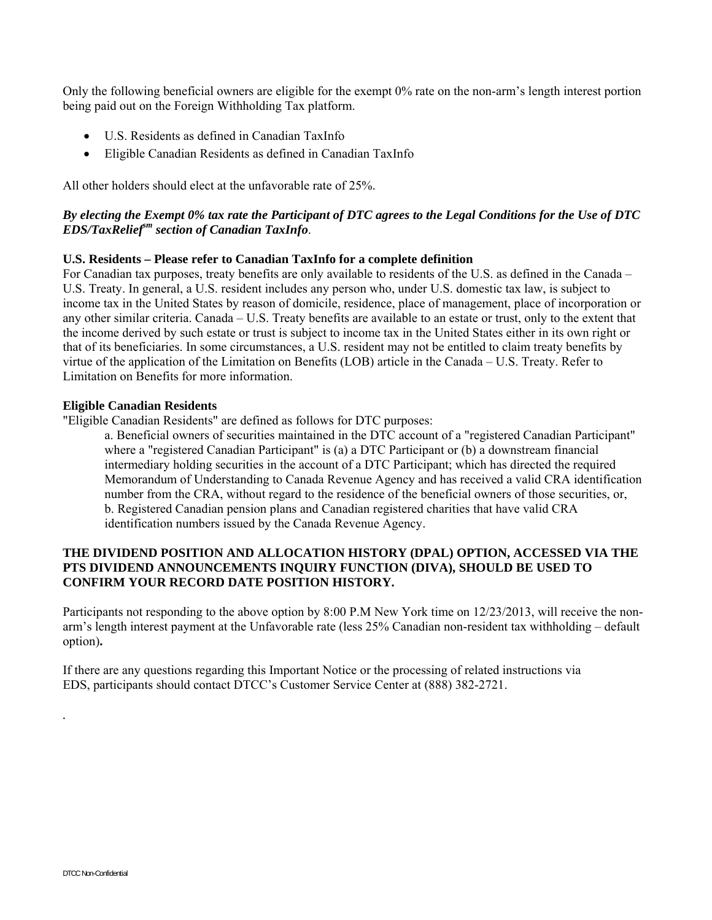Only the following beneficial owners are eligible for the exempt 0% rate on the non-arm's length interest portion being paid out on the Foreign Withholding Tax platform.

- U.S. Residents as defined in Canadian TaxInfo
- Eligible Canadian Residents as defined in Canadian TaxInfo

All other holders should elect at the unfavorable rate of 25%.

***By electing the Exempt 0% tax rate the Participant of DTC agrees to the Legal Conditions for the Use of DTC EDS/TaxRelief<sup>sm</sup> section of Canadian TaxInfo*.**

**U.S. Residents – Please refer to Canadian TaxInfo for a complete definition**

For Canadian tax purposes, treaty benefits are only available to residents of the U.S. as defined in the Canada – U.S. Treaty. In general, a U.S. resident includes any person who, under U.S. domestic tax law, is subject to income tax in the United States by reason of domicile, residence, place of management, place of incorporation or any other similar criteria. Canada – U.S. Treaty benefits are available to an estate or trust, only to the extent that the income derived by such estate or trust is subject to income tax in the United States either in its own right or that of its beneficiaries. In some circumstances, a U.S. resident may not be entitled to claim treaty benefits by virtue of the application of the Limitation on Benefits (LOB) article in the Canada – U.S. Treaty. Refer to Limitation on Benefits for more information.

**Eligible Canadian Residents**

"Eligible Canadian Residents" are defined as follows for DTC purposes:

a. Beneficial owners of securities maintained in the DTC account of a "registered Canadian Participant" where a "registered Canadian Participant" is (a) a DTC Participant or (b) a downstream financial intermediary holding securities in the account of a DTC Participant; which has directed the required Memorandum of Understanding to Canada Revenue Agency and has received a valid CRA identification number from the CRA, without regard to the residence of the beneficial owners of those securities, or,

b. Registered Canadian pension plans and Canadian registered charities that have valid CRA identification numbers issued by the Canada Revenue Agency.

**THE DIVIDEND POSITION AND ALLOCATION HISTORY (DPAL) OPTION, ACCESSED VIA THE PTS DIVIDEND ANNOUNCEMENTS INQUIRY FUNCTION (DIVA), SHOULD BE USED TO CONFIRM YOUR RECORD DATE POSITION HISTORY.**

Participants not responding to the above option by 8:00 P.M New York time on 12/23/2013, will receive the non-arm's length interest payment at the Unfavorable rate (less 25% Canadian non-resident tax withholding – default option)**.**

If there are any questions regarding this Important Notice or the processing of related instructions via EDS, participants should contact DTCC's Customer Service Center at (888) 382-2721.

.